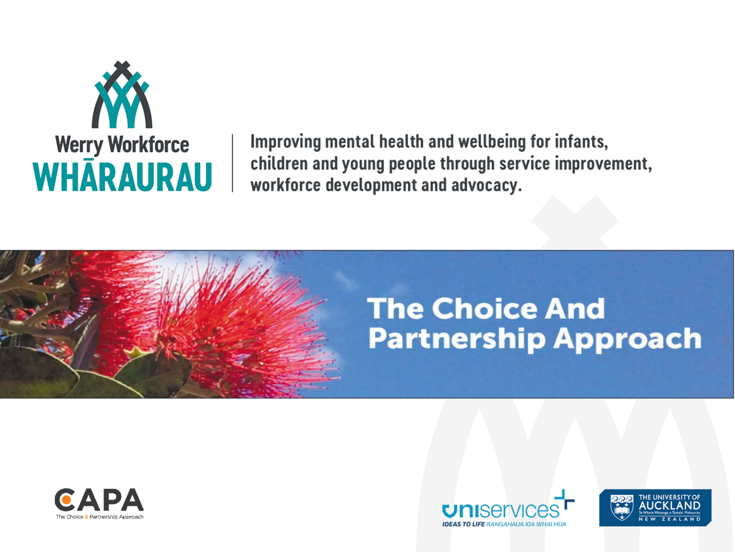Werry Workforce

WHĀRAURAU

Improving mental health and wellbeing for infants, children and young people through service improvement, workforce development and advocacy.

# The Choice And Partnership Approach

CAPA

The Choice & Partnership Approach

uniservices

IDEAS TO LIFE RANGAHAUA KIA WHAI HUA

THE UNIVERSITY OF AUCKLAND

Te Whare Wānanga o Tāmaki Makaurau

NEW ZEALAND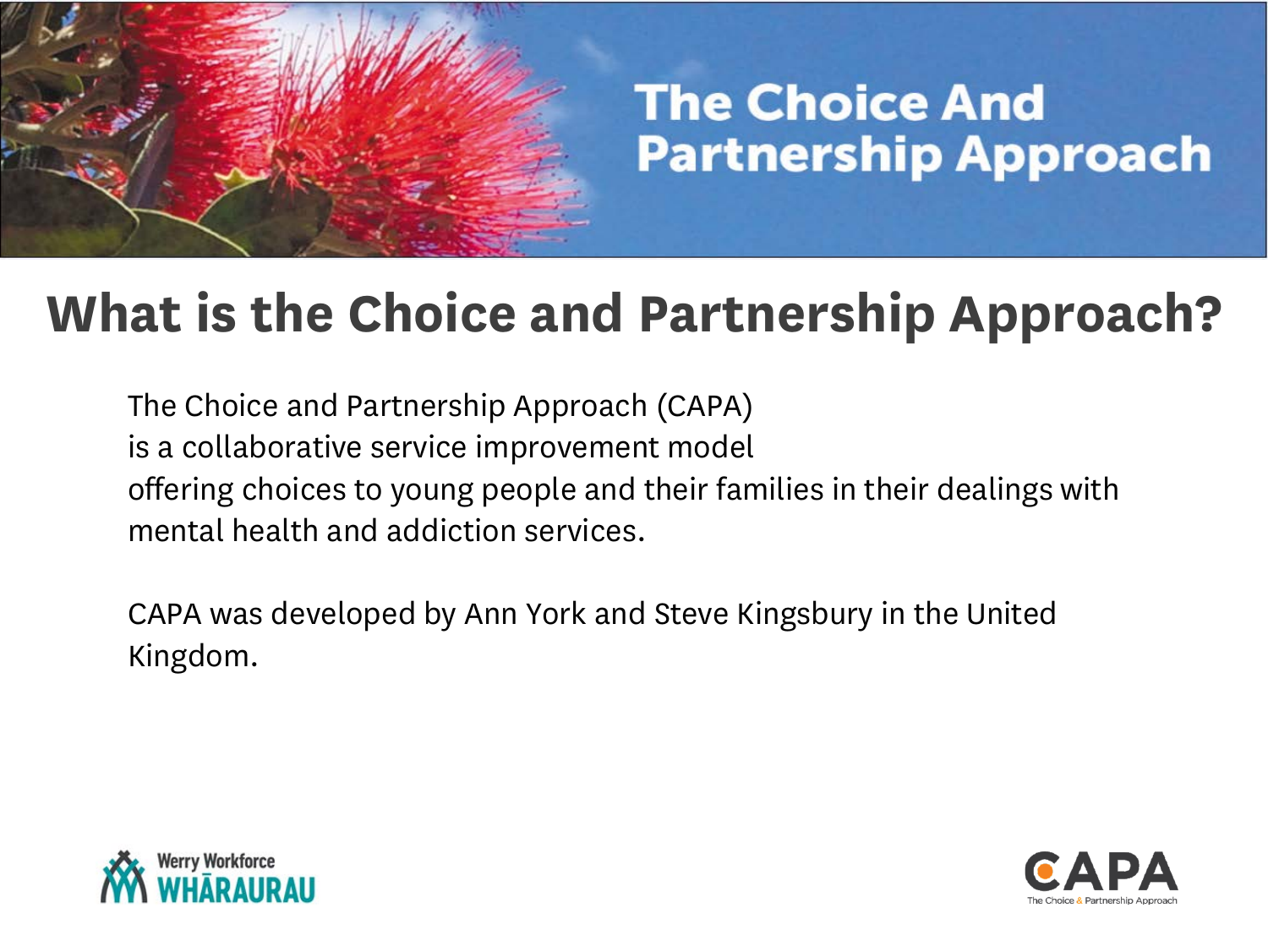# What is the Choice and Partnership Approach?

The Choice and Partnership Approach (CAPA) is a collaborative service improvement model offering choices to young people and their families in their dealings with mental health and addiction services.

CAPA was developed by Ann York and Steve Kingsbury in the United Kingdom.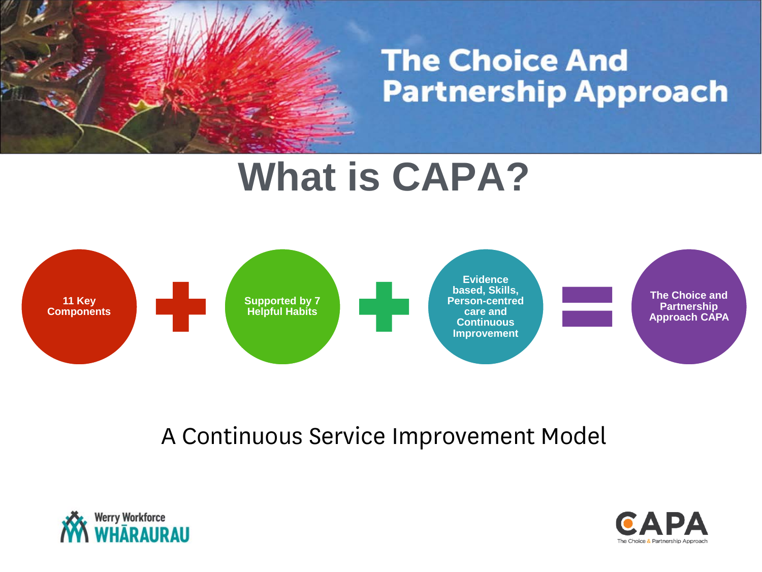# The Choice And Partnership Approach

## What is CAPA?

11 Key Components + Supported by 7 Helpful Habits + Evidence based, Skills, Person-centred care and Continuous Improvement = The Choice and Partnership Approach CAPA

A Continuous Service Improvement Model

Werry Workforce WHĀRAURAU

CAPA The Choice & Partnership Approach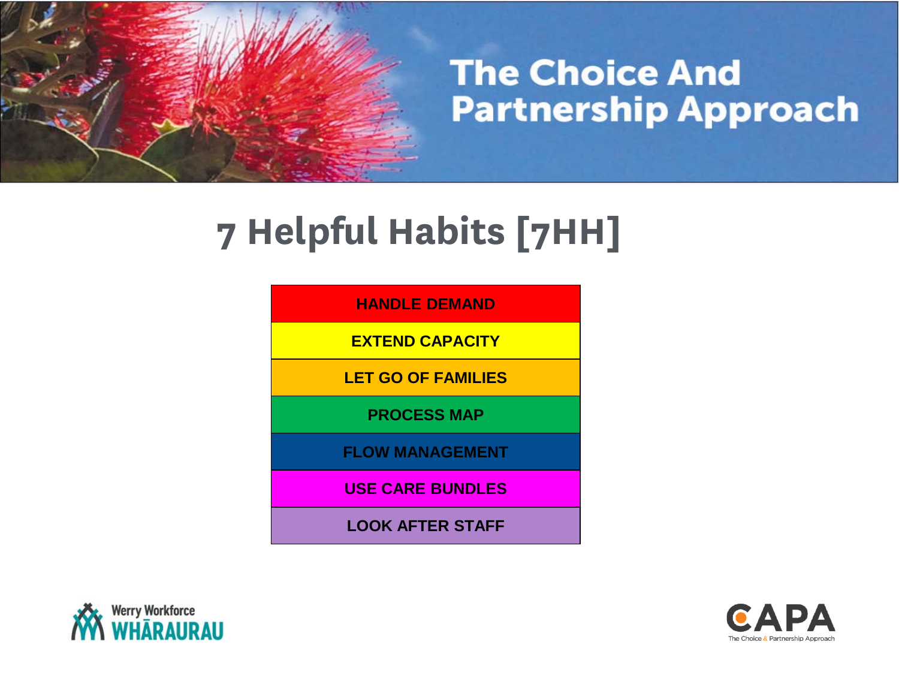# The Choice And Partnership Approach

## 7 Helpful Habits [7HH]

| HANDLE DEMAND |
|---|
| EXTEND CAPACITY |
| LET GO OF FAMILIES |
| PROCESS MAP |
| FLOW MANAGEMENT |
| USE CARE BUNDLES |
| LOOK AFTER STAFF |

Werry Workforce WHĀRAURAU

CAPA The Choice & Partnership Approach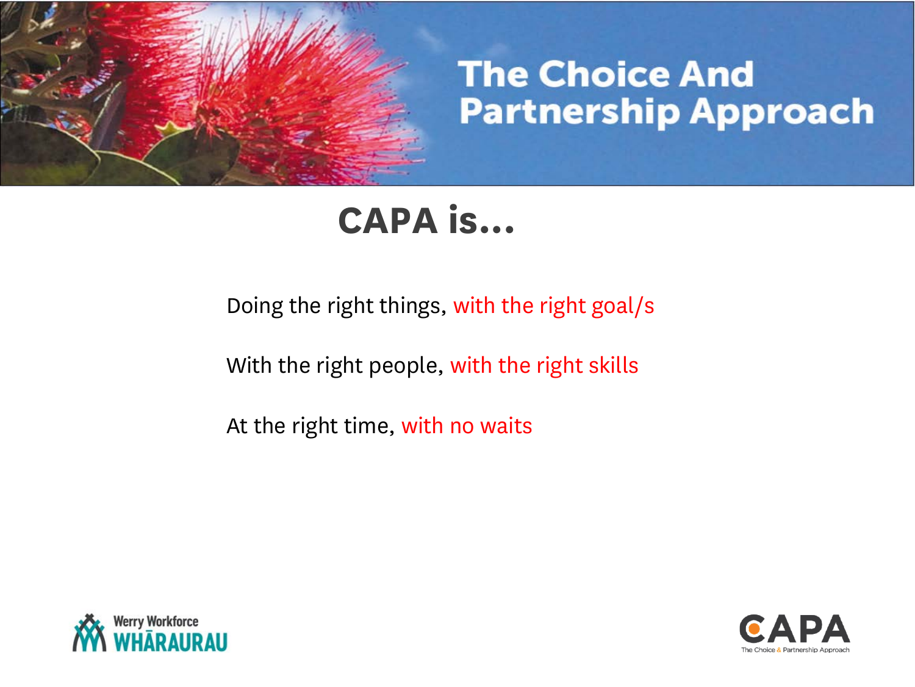# The Choice And Partnership Approach

## CAPA is…

Doing the right things, with the right goal/s

With the right people, with the right skills

At the right time, with no waits

Werry Workforce WHĀRAURAU

CAPA The Choice & Partnership Approach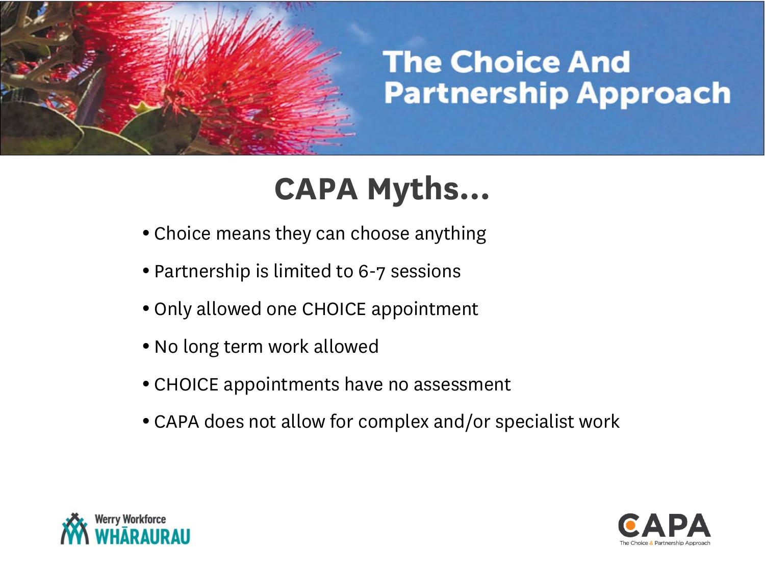# The Choice And Partnership Approach

## CAPA Myths...

- Choice means they can choose anything
- Partnership is limited to 6-7 sessions
- Only allowed one CHOICE appointment
- No long term work allowed
- CHOICE appointments have no assessment
- CAPA does not allow for complex and/or specialist work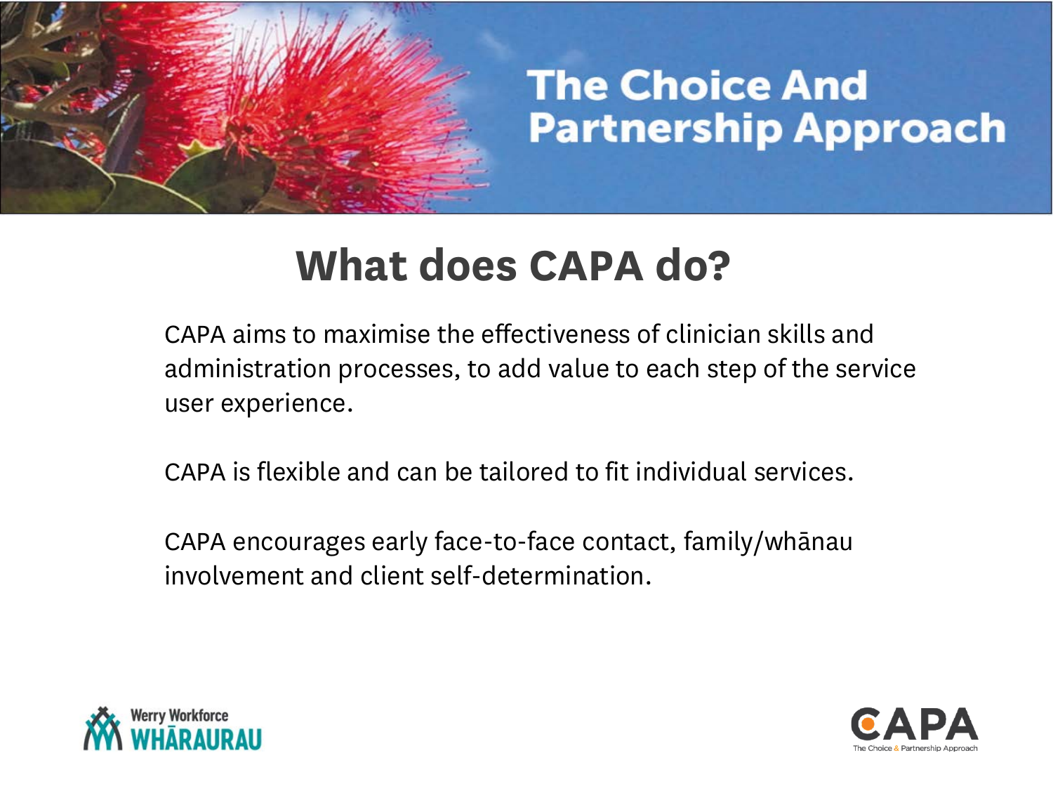# The Choice And Partnership Approach

## What does CAPA do?

CAPA aims to maximise the effectiveness of clinician skills and administration processes, to add value to each step of the service user experience.

CAPA is flexible and can be tailored to fit individual services.

CAPA encourages early face-to-face contact, family/whānau involvement and client self-determination.

Werry Workforce WHĀRAURAU

CAPA The Choice & Partnership Approach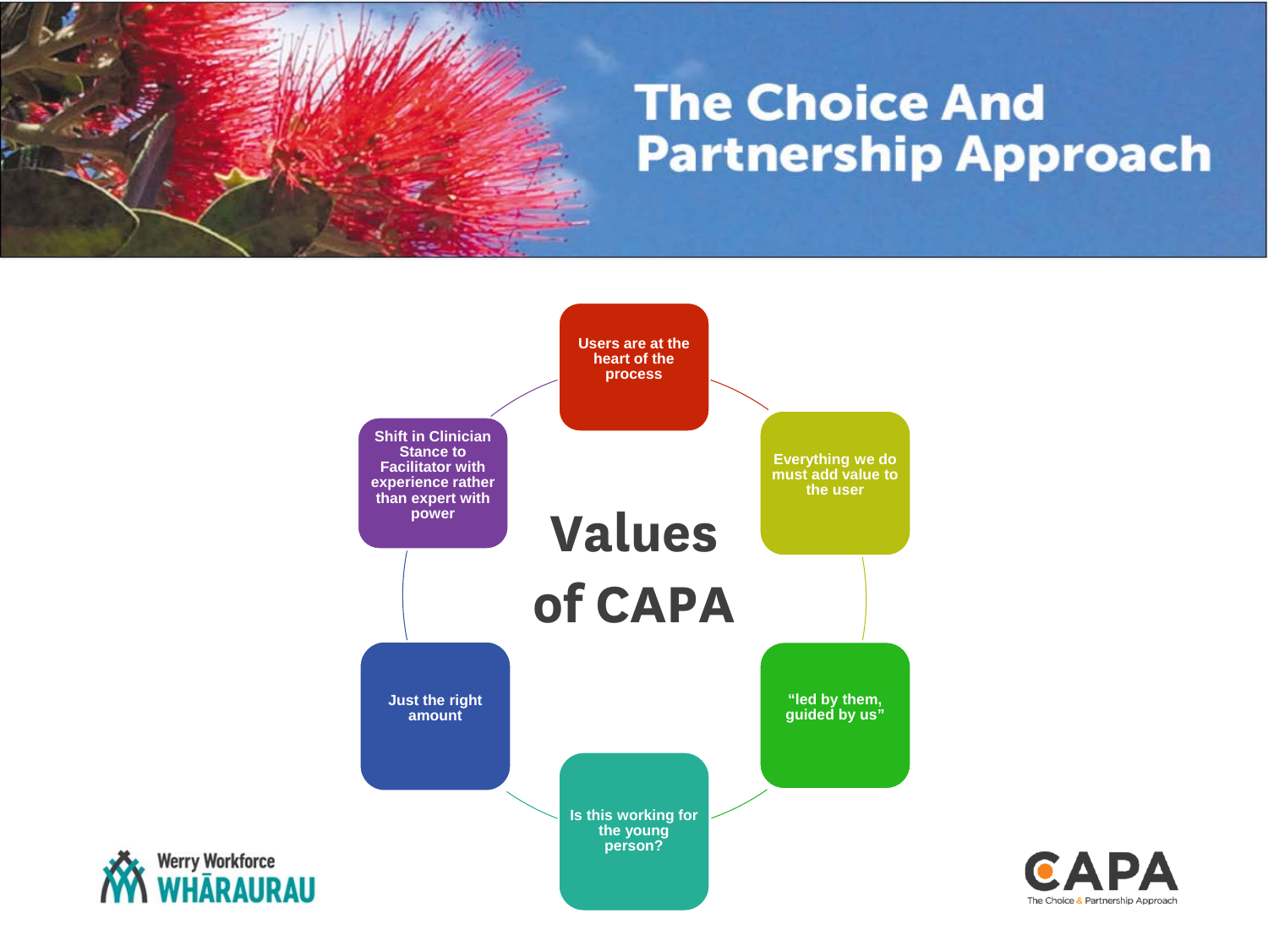# The Choice And Partnership Approach

## Values of CAPA

- Users are at the heart of the process
- Everything we do must add value to the user
- "led by them, guided by us"
- Is this working for the young person?
- Just the right amount
- Shift in Clinician Stance to Facilitator with experience rather than expert with power

Werry Workforce WHĀRAURAU

CAPA The Choice & Partnership Approach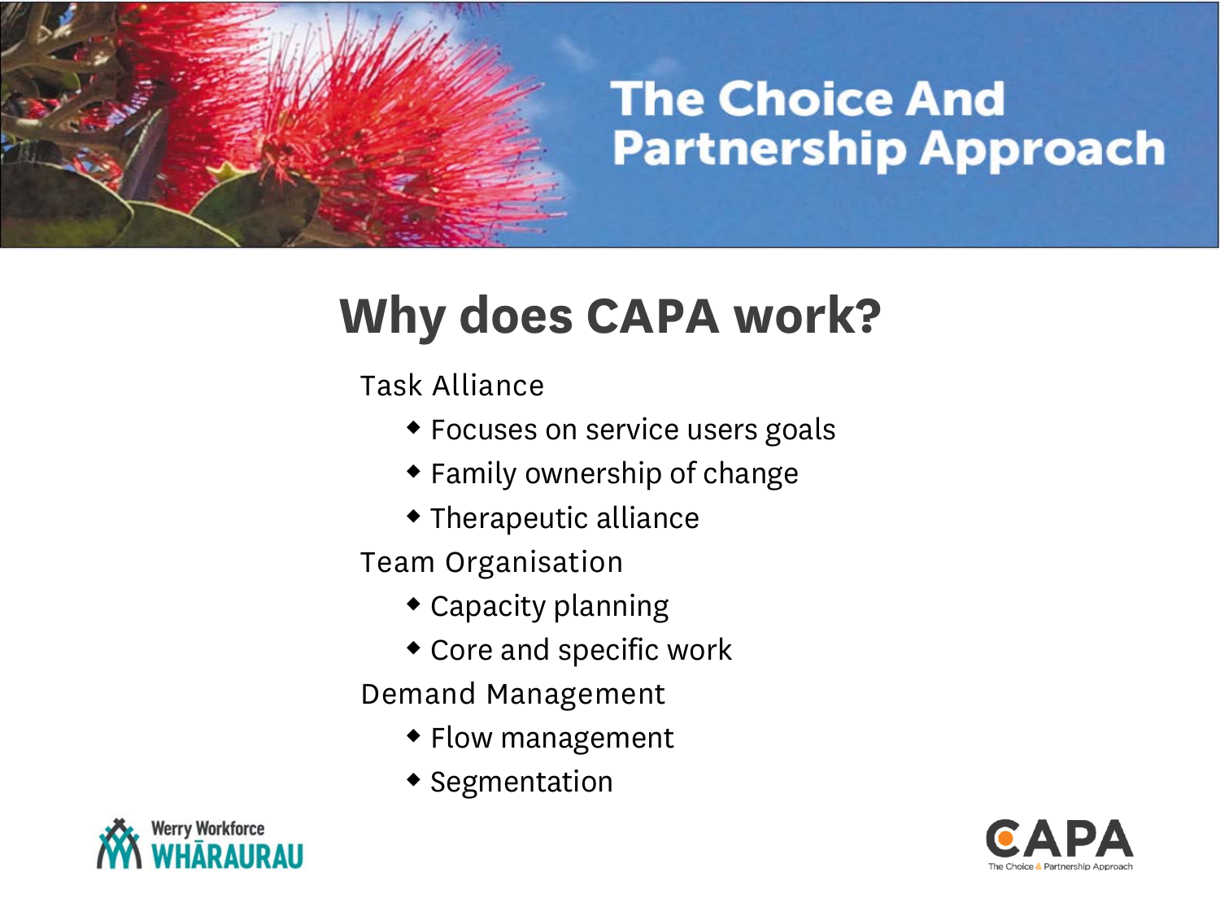# The Choice And Partnership Approach

## Why does CAPA work?

Task Alliance

- Focuses on service users goals
- Family ownership of change
- Therapeutic alliance

Team Organisation

- Capacity planning
- Core and specific work

Demand Management

- Flow management
- Segmentation

Werry Workforce WHĀRAURAU

CAPA The Choice & Partnership Approach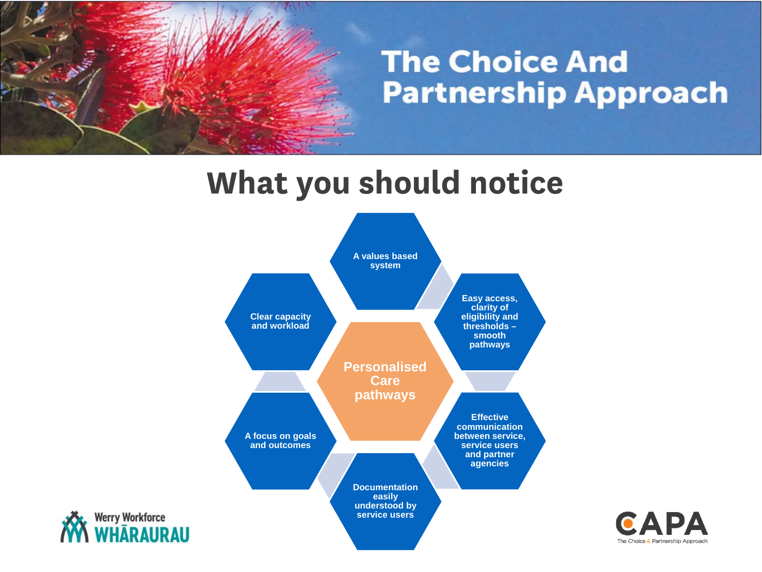# The Choice And Partnership Approach

## What you should notice

**Personalised Care pathways**

- A values based system
- Easy access, clarity of eligibility and thresholds – smooth pathways
- Effective communication between service, service users and partner agencies
- Documentation easily understood by service users
- A focus on goals and outcomes
- Clear capacity and workload

Werry Workforce WHĀRAURAU

CAPA The Choice & Partnership Approach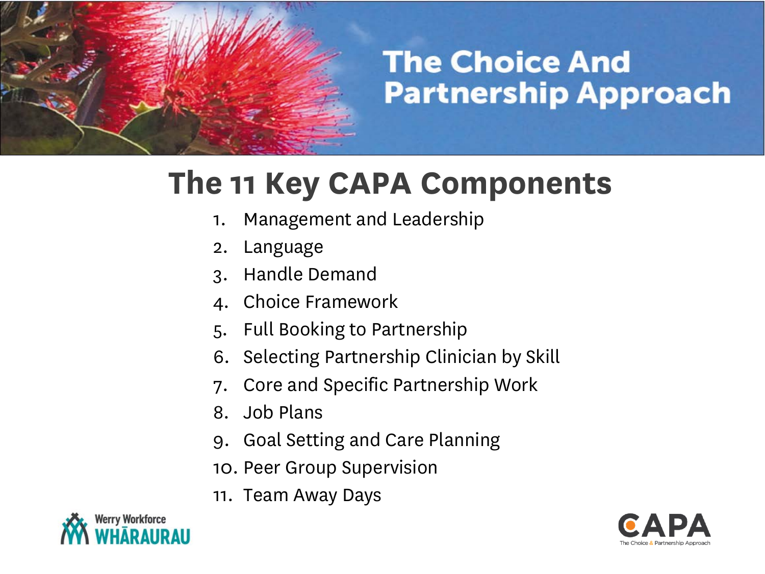# The Choice And Partnership Approach

## The 11 Key CAPA Components

1. Management and Leadership
2. Language
3. Handle Demand
4. Choice Framework
5. Full Booking to Partnership
6. Selecting Partnership Clinician by Skill
7. Core and Specific Partnership Work
8. Job Plans
9. Goal Setting and Care Planning
10. Peer Group Supervision
11. Team Away Days

Werry Workforce WHĀRAURAU

CAPA The Choice & Partnership Approach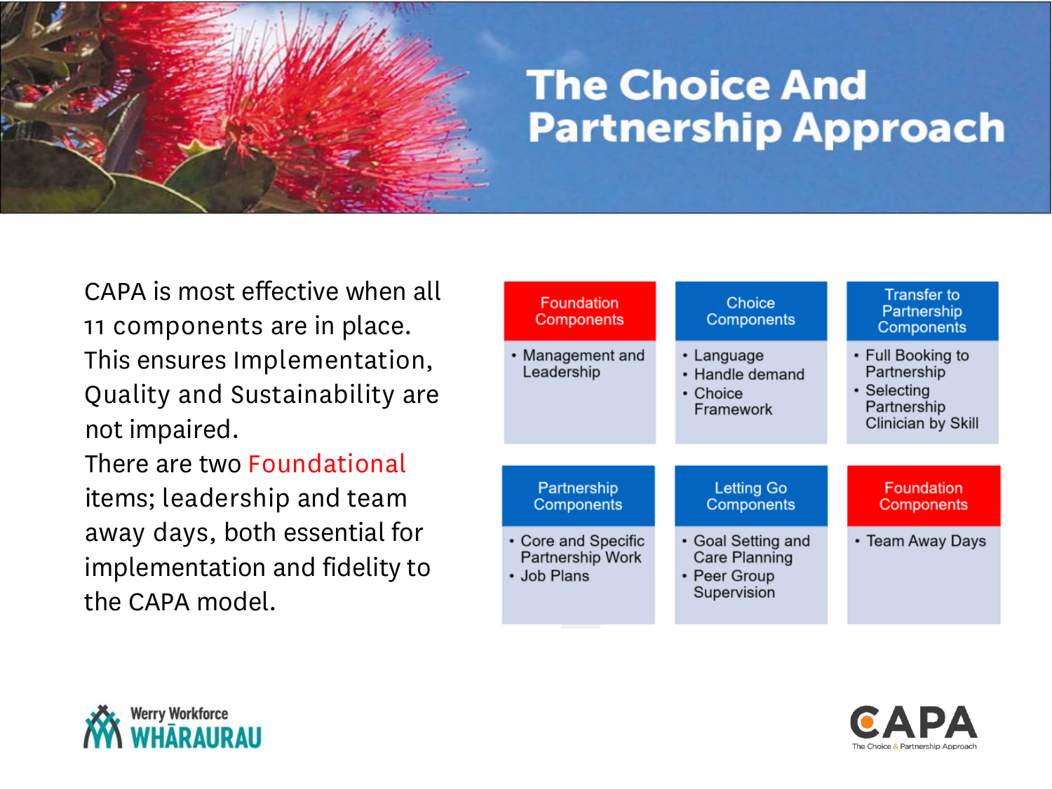# The Choice And Partnership Approach

CAPA is most effective when all 11 components are in place. This ensures Implementation, Quality and Sustainability are not impaired.

There are two Foundational items; leadership and team away days, both essential for implementation and fidelity to the CAPA model.

**Foundation Components**
- Management and Leadership

**Choice Components**
- Language
- Handle demand
- Choice Framework

**Transfer to Partnership Components**
- Full Booking to Partnership
- Selecting Partnership Clinician by Skill

**Partnership Components**
- Core and Specific Partnership Work
- Job Plans

**Letting Go Components**
- Goal Setting and Care Planning
- Peer Group Supervision

**Foundation Components**
- Team Away Days

Werry Workforce WHĀRAURAU

CAPA
The Choice & Partnership Approach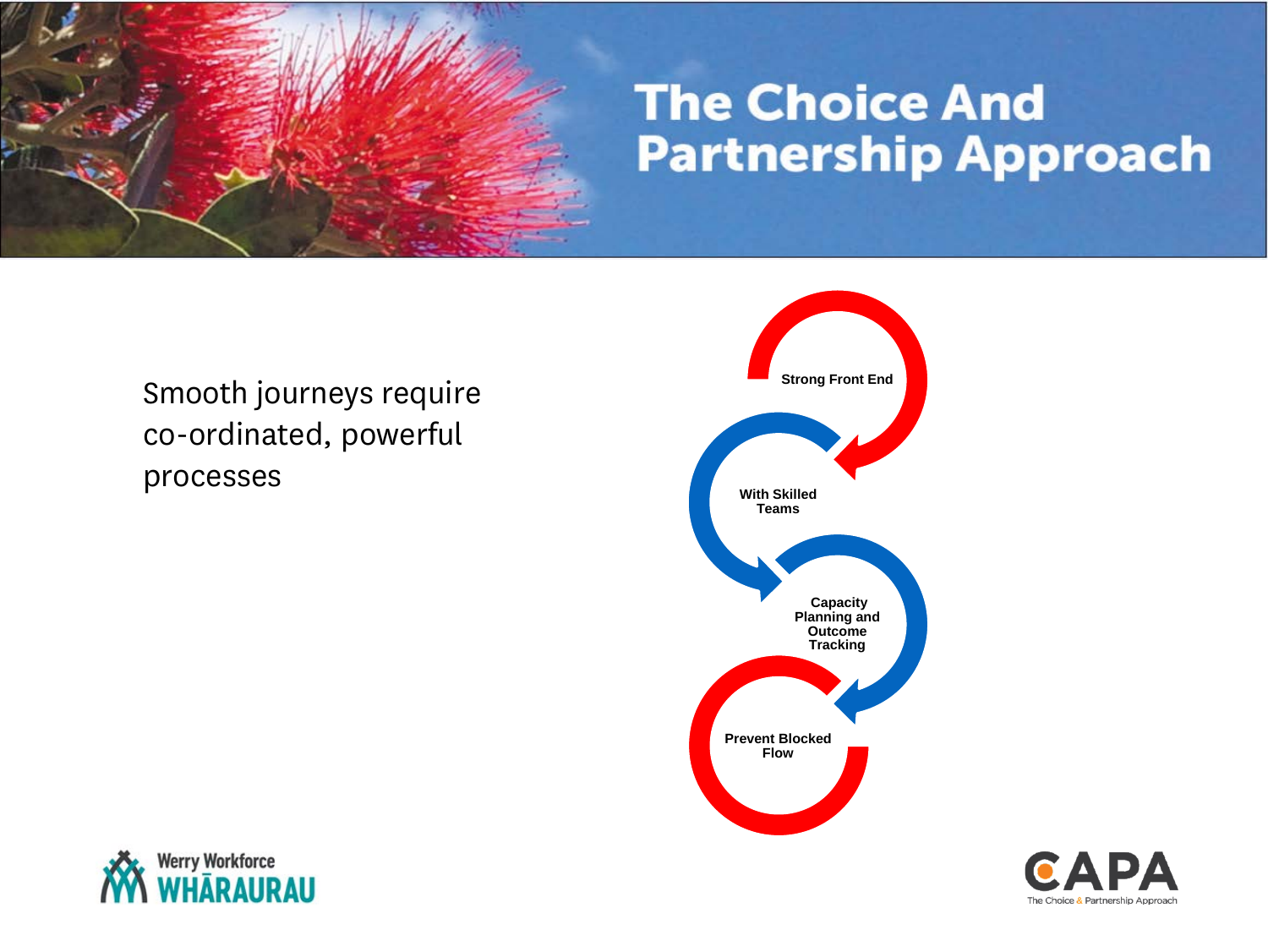# The Choice And Partnership Approach

Smooth journeys require co-ordinated, powerful processes

- Strong Front End
- With Skilled Teams
- Capacity Planning and Outcome Tracking
- Prevent Blocked Flow

Werry Workforce WHĀRAURAU

CAPA The Choice & Partnership Approach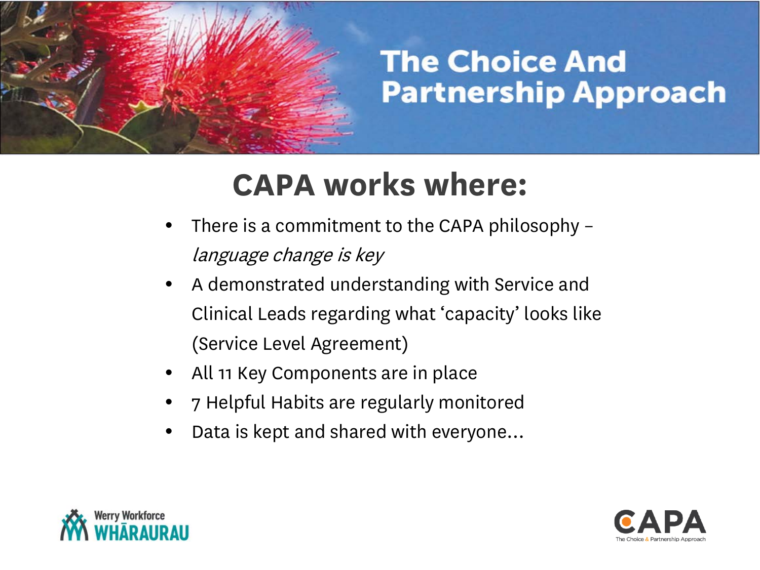# The Choice And Partnership Approach

## CAPA works where:

- There is a commitment to the CAPA philosophy – *language change is key*
- A demonstrated understanding with Service and Clinical Leads regarding what 'capacity' looks like (Service Level Agreement)
- All 11 Key Components are in place
- 7 Helpful Habits are regularly monitored
- Data is kept and shared with everyone…

Werry Workforce WHĀRAURAU

CAPA The Choice & Partnership Approach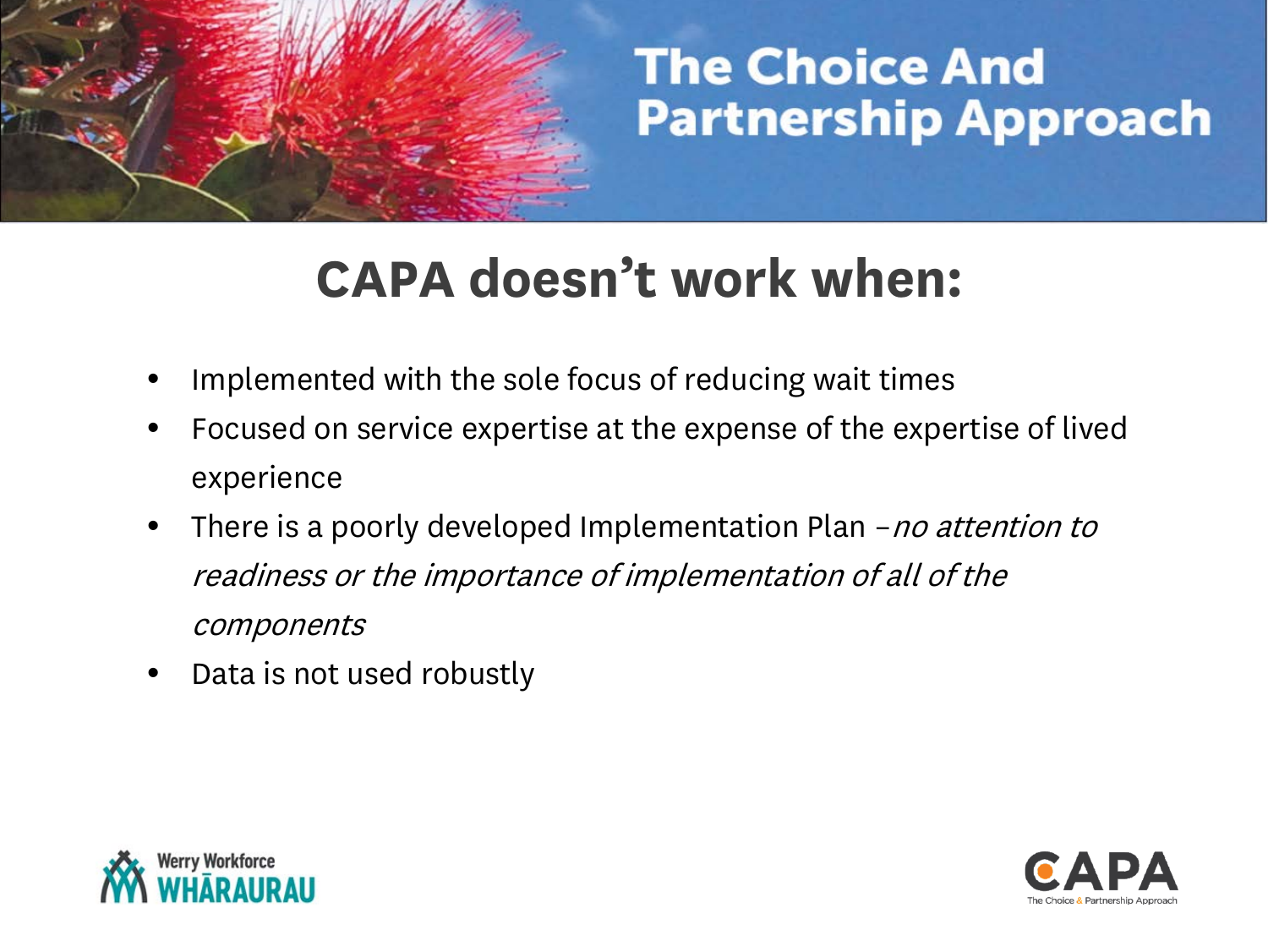# The Choice And Partnership Approach

## CAPA doesn't work when:

- Implemented with the sole focus of reducing wait times
- Focused on service expertise at the expense of the expertise of lived experience
- There is a poorly developed Implementation Plan – *no attention to readiness or the importance of implementation of all of the components*
- Data is not used robustly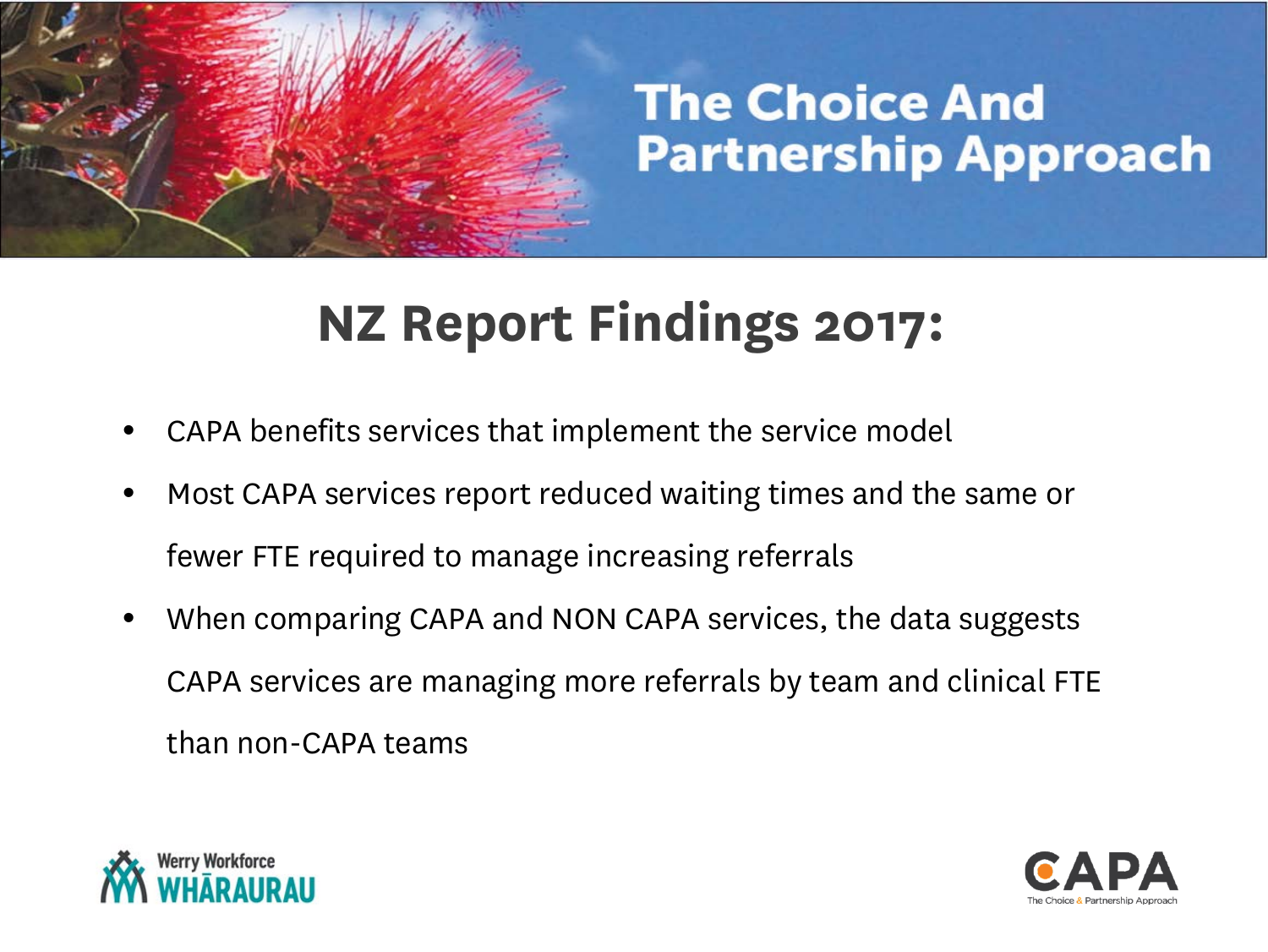# The Choice And Partnership Approach

## NZ Report Findings 2017:

- CAPA benefits services that implement the service model
- Most CAPA services report reduced waiting times and the same or fewer FTE required to manage increasing referrals
- When comparing CAPA and NON CAPA services, the data suggests CAPA services are managing more referrals by team and clinical FTE than non-CAPA teams

Werry Workforce WHĀRAURAU

CAPA The Choice & Partnership Approach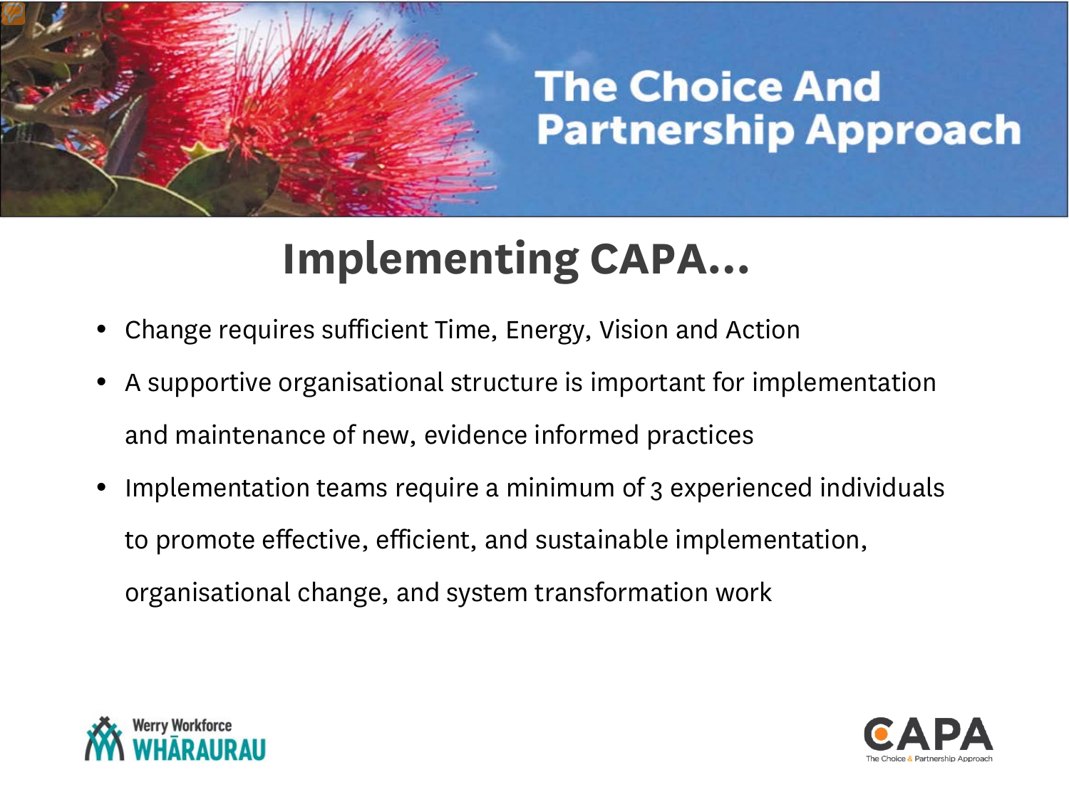# The Choice And Partnership Approach

## Implementing CAPA...

- Change requires sufficient Time, Energy, Vision and Action
- A supportive organisational structure is important for implementation and maintenance of new, evidence informed practices
- Implementation teams require a minimum of 3 experienced individuals to promote effective, efficient, and sustainable implementation, organisational change, and system transformation work

Werry Workforce WHĀRAURAU

CAPA The Choice & Partnership Approach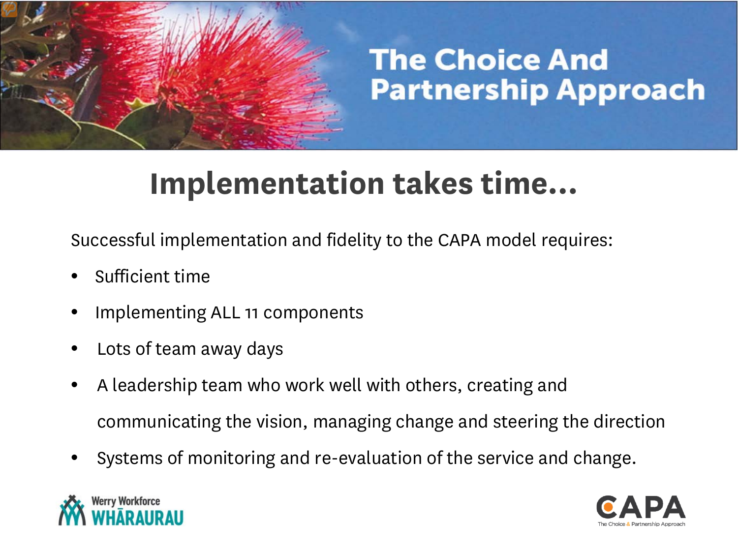# The Choice And Partnership Approach

## Implementation takes time...

Successful implementation and fidelity to the CAPA model requires:

- Sufficient time
- Implementing ALL 11 components
- Lots of team away days
- A leadership team who work well with others, creating and communicating the vision, managing change and steering the direction
- Systems of monitoring and re-evaluation of the service and change.

Werry Workforce WHĀRAURAU

CAPA The Choice & Partnership Approach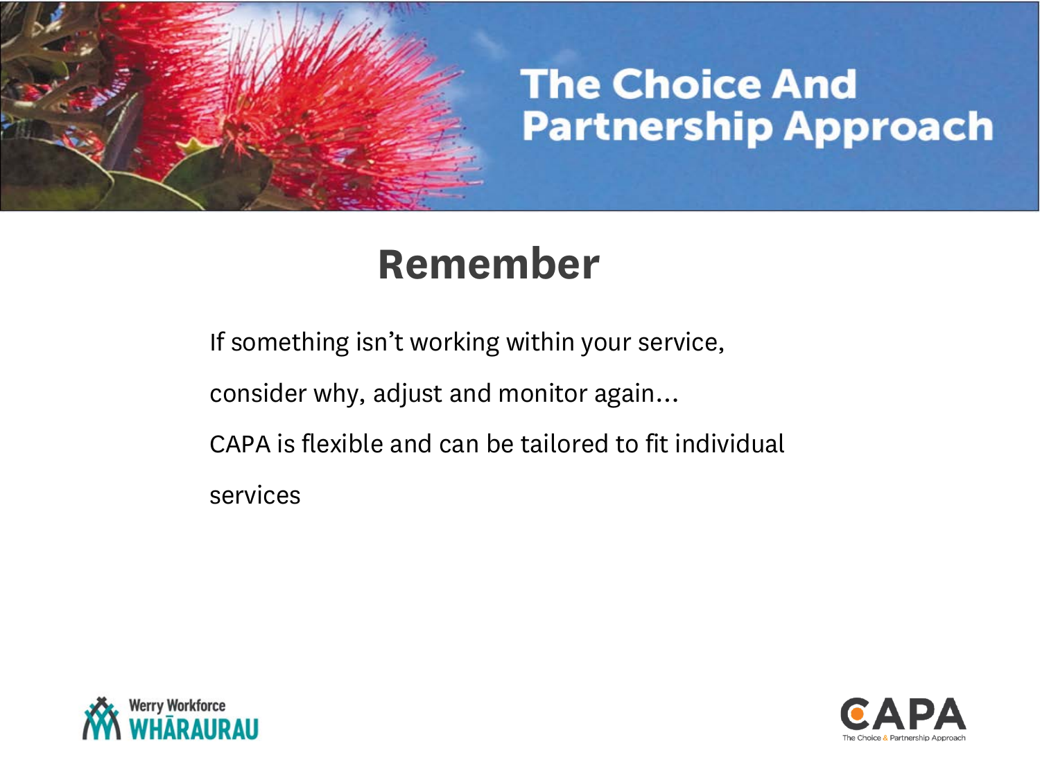# The Choice And Partnership Approach

## Remember

If something isn't working within your service, consider why, adjust and monitor again…

CAPA is flexible and can be tailored to fit individual services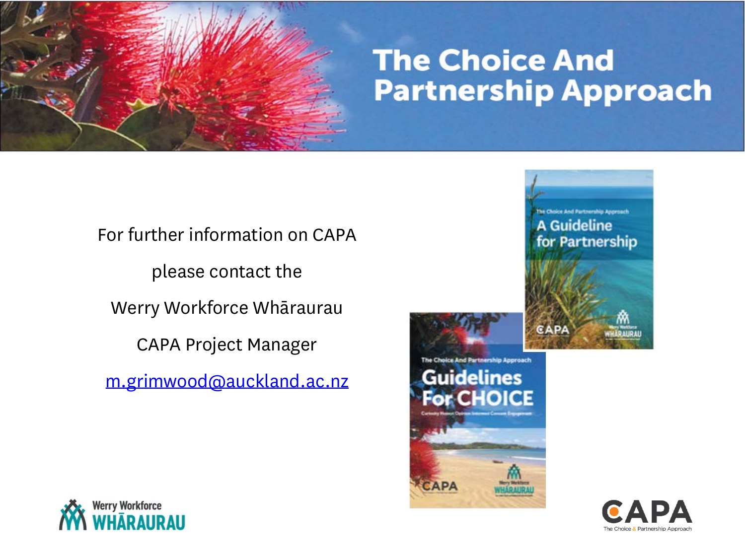# The Choice And Partnership Approach

For further information on CAPA

please contact the

Werry Workforce Whāraurau

CAPA Project Manager

m.grimwood@auckland.ac.nz